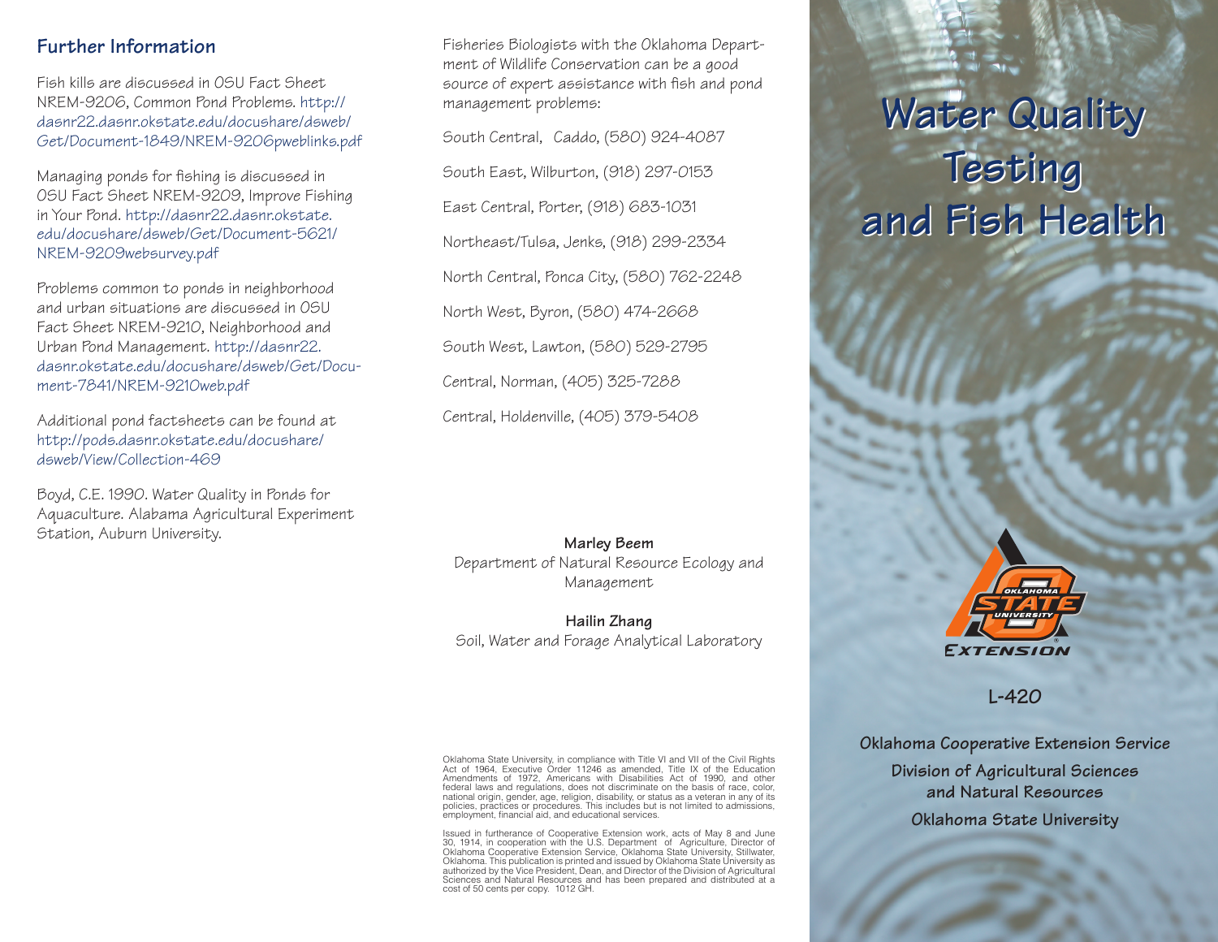## Further Information

Fish kills are discussed in OSU Fact Sheet NREM-9206, Common Pond Problems. http://dasnr22.dasnr.okstate.edu/docushare/dsweb/Get/Document-1849/NREM-9206pweblinks.pdf

Managing ponds for fishing is discussed in OSU Fact Sheet NREM-9209, Improve Fishing in Your Pond. http://dasnr22.dasnr.okstate.edu/docushare/dsweb/Get/Document-5621/NREM-9209websurvey.pdf

Problems common to ponds in neighborhood and urban situations are discussed in OSU Fact Sheet NREM-9210, Neighborhood and Urban Pond Management. http://dasnr22.dasnr.okstate.edu/docushare/dsweb/Get/Document-7841/NREM-9210web.pdf

Additional pond factsheets can be found at http://pods.dasnr.okstate.edu/docushare/dsweb/View/Collection-469

Boyd, C.E. 1990. Water Quality in Ponds for Aquaculture. Alabama Agricultural Experiment Station, Auburn University.

Fisheries Biologists with the Oklahoma Department of Wildlife Conservation can be a good source of expert assistance with fish and pond management problems:

South Central, Caddo, (580) 924-4087

South East, Wilburton, (918) 297-0153

East Central, Porter, (918) 683-1031

Northeast/Tulsa, Jenks, (918) 299-2334

North Central, Ponca City, (580) 762-2248

North West, Byron, (580) 474-2668

South West, Lawton, (580) 529-2795

Central, Norman, (405) 325-7288

Central, Holdenville, (405) 379-5408

**Marley Beem**
Department of Natural Resource Ecology and Management

**Hailin Zhang**
Soil, Water and Forage Analytical Laboratory

Oklahoma State University, in compliance with Title VI and VII of the Civil Rights Act of 1964, Executive Order 11246 as amended, Title IX of the Education Amendments of 1972, Americans with Disabilities Act of 1990, and other federal laws and regulations, does not discriminate on the basis of race, color, national origin, gender, age, religion, disability, or status as a veteran in any of its policies, practices or procedures. This includes but is not limited to admissions, employment, financial aid, and educational services.

Issued in furtherance of Cooperative Extension work, acts of May 8 and June 30, 1914, in cooperation with the U.S. Department of Agriculture, Director of Oklahoma Cooperative Extension Service, Oklahoma State University, Stillwater, Oklahoma. This publication is printed and issued by Oklahoma State University as authorized by the Vice President, Dean, and Director of the Division of Agricultural Sciences and Natural Resources and has been prepared and distributed at a cost of 50 cents per copy. 1012 GH.

# Water Quality Testing and Fish Health

Oklahoma State University Extension

L-420

**Oklahoma Cooperative Extension Service**
**Division of Agricultural Sciences and Natural Resources**
**Oklahoma State University**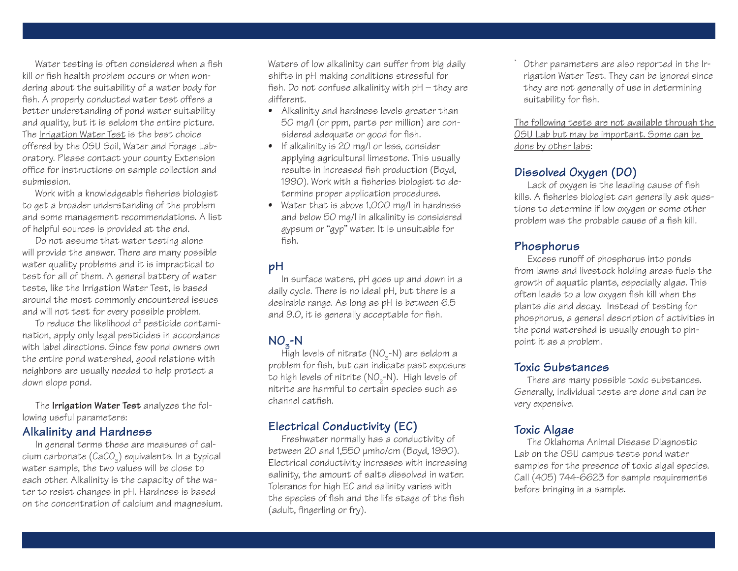Water testing is often considered when a fish kill or fish health problem occurs or when wondering about the suitability of a water body for fish. A properly conducted water test offers a better understanding of pond water suitability and quality, but it is seldom the entire picture. The Irrigation Water Test is the best choice offered by the OSU Soil, Water and Forage Laboratory. Please contact your county Extension office for instructions on sample collection and submission.

Work with a knowledgeable fisheries biologist to get a broader understanding of the problem and some management recommendations. A list of helpful sources is provided at the end.

Do not assume that water testing alone will provide the answer. There are many possible water quality problems and it is impractical to test for all of them. A general battery of water tests, like the Irrigation Water Test, is based around the most commonly encountered issues and will not test for every possible problem.

To reduce the likelihood of pesticide contamination, apply only legal pesticides in accordance with label directions. Since few pond owners own the entire pond watershed, good relations with neighbors are usually needed to help protect a down slope pond.

The **Irrigation Water Test** analyzes the following useful parameters:

## Alkalinity and Hardness

In general terms these are measures of calcium carbonate ($CaCO_3$) equivalents. In a typical water sample, the two values will be close to each other. Alkalinity is the capacity of the water to resist changes in pH. Hardness is based on the concentration of calcium and magnesium. Waters of low alkalinity can suffer from big daily shifts in pH making conditions stressful for fish. Do not confuse alkalinity with pH – they are different.

- Alkalinity and hardness levels greater than 50 mg/l (or ppm, parts per million) are considered adequate or good for fish.
- If alkalinity is 20 mg/l or less, consider applying agricultural limestone. This usually results in increased fish production (Boyd, 1990). Work with a fisheries biologist to determine proper application procedures.
- Water that is above 1,000 mg/l in hardness and below 50 mg/l in alkalinity is considered gypsum or "gyp" water. It is unsuitable for fish.

## pH

In surface waters, pH goes up and down in a daily cycle. There is no ideal pH, but there is a desirable range. As long as pH is between 6.5 and 9.0, it is generally acceptable for fish.

## $NO_3$-N

High levels of nitrate ($NO_3$-N) are seldom a problem for fish, but can indicate past exposure to high levels of nitrite ($NO_2$-N). High levels of nitrite are harmful to certain species such as channel catfish.

## Electrical Conductivity (EC)

Freshwater normally has a conductivity of between 20 and 1,550 µmho/cm (Boyd, 1990). Electrical conductivity increases with increasing salinity, the amount of salts dissolved in water. Tolerance for high EC and salinity varies with the species of fish and the life stage of the fish (adult, fingerling or fry).

\* Other parameters are also reported in the Irrigation Water Test. They can be ignored since they are not generally of use in determining suitability for fish.

The following tests are not available through the OSU Lab but may be important. Some can be done by other labs:

## Dissolved Oxygen (DO)

Lack of oxygen is the leading cause of fish kills. A fisheries biologist can generally ask questions to determine if low oxygen or some other problem was the probable cause of a fish kill.

## Phosphorus

Excess runoff of phosphorus into ponds from lawns and livestock holding areas fuels the growth of aquatic plants, especially algae. This often leads to a low oxygen fish kill when the plants die and decay. Instead of testing for phosphorus, a general description of activities in the pond watershed is usually enough to pinpoint it as a problem.

## Toxic Substances

There are many possible toxic substances. Generally, individual tests are done and can be very expensive.

## Toxic Algae

The Oklahoma Animal Disease Diagnostic Lab on the OSU campus tests pond water samples for the presence of toxic algal species. Call (405) 744-6623 for sample requirements before bringing in a sample.